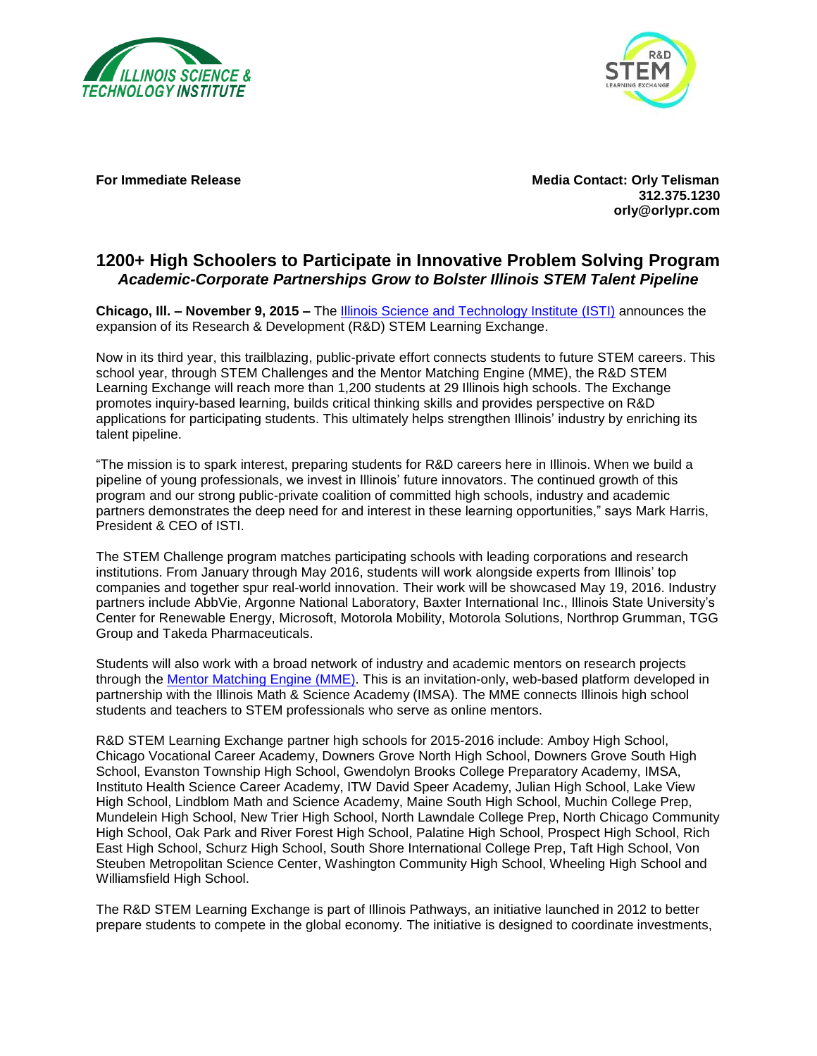**For Immediate Release**

**Media Contact: Orly Telisman**
**312.375.1230**
**orly@orlypr.com**

# 1200+ High Schoolers to Participate in Innovative Problem Solving Program

## *Academic-Corporate Partnerships Grow to Bolster Illinois STEM Talent Pipeline*

**Chicago, Ill. – November 9, 2015 –** The Illinois Science and Technology Institute (ISTI) announces the expansion of its Research & Development (R&D) STEM Learning Exchange.

Now in its third year, this trailblazing, public-private effort connects students to future STEM careers. This school year, through STEM Challenges and the Mentor Matching Engine (MME), the R&D STEM Learning Exchange will reach more than 1,200 students at 29 Illinois high schools. The Exchange promotes inquiry-based learning, builds critical thinking skills and provides perspective on R&D applications for participating students. This ultimately helps strengthen Illinois' industry by enriching its talent pipeline.

"The mission is to spark interest, preparing students for R&D careers here in Illinois. When we build a pipeline of young professionals, we invest in Illinois' future innovators. The continued growth of this program and our strong public-private coalition of committed high schools, industry and academic partners demonstrates the deep need for and interest in these learning opportunities," says Mark Harris, President & CEO of ISTI.

The STEM Challenge program matches participating schools with leading corporations and research institutions. From January through May 2016, students will work alongside experts from Illinois' top companies and together spur real-world innovation. Their work will be showcased May 19, 2016. Industry partners include AbbVie, Argonne National Laboratory, Baxter International Inc., Illinois State University's Center for Renewable Energy, Microsoft, Motorola Mobility, Motorola Solutions, Northrop Grumman, TGG Group and Takeda Pharmaceuticals.

Students will also work with a broad network of industry and academic mentors on research projects through the Mentor Matching Engine (MME). This is an invitation-only, web-based platform developed in partnership with the Illinois Math & Science Academy (IMSA). The MME connects Illinois high school students and teachers to STEM professionals who serve as online mentors.

R&D STEM Learning Exchange partner high schools for 2015-2016 include: Amboy High School, Chicago Vocational Career Academy, Downers Grove North High School, Downers Grove South High School, Evanston Township High School, Gwendolyn Brooks College Preparatory Academy, IMSA, Instituto Health Science Career Academy, ITW David Speer Academy, Julian High School, Lake View High School, Lindblom Math and Science Academy, Maine South High School, Muchin College Prep, Mundelein High School, New Trier High School, North Lawndale College Prep, North Chicago Community High School, Oak Park and River Forest High School, Palatine High School, Prospect High School, Rich East High School, Schurz High School, South Shore International College Prep, Taft High School, Von Steuben Metropolitan Science Center, Washington Community High School, Wheeling High School and Williamsfield High School.

The R&D STEM Learning Exchange is part of Illinois Pathways, an initiative launched in 2012 to better prepare students to compete in the global economy. The initiative is designed to coordinate investments,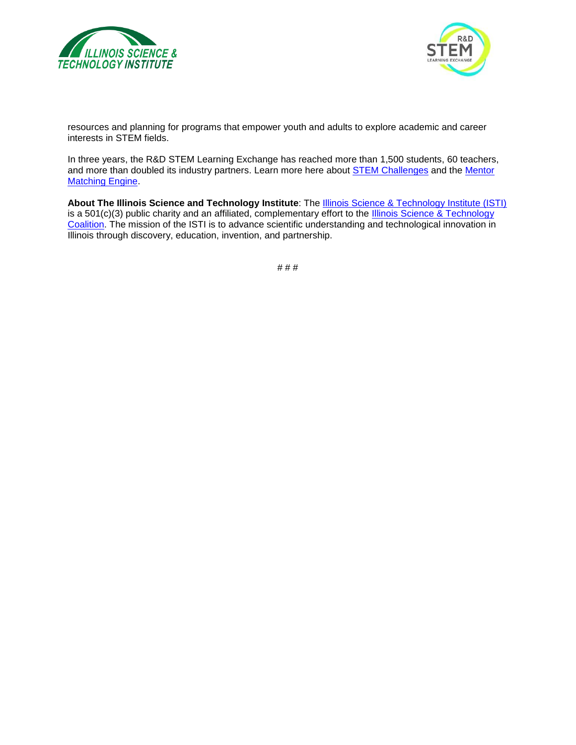resources and planning for programs that empower youth and adults to explore academic and career interests in STEM fields.

In three years, the R&D STEM Learning Exchange has reached more than 1,500 students, 60 teachers, and more than doubled its industry partners. Learn more here about STEM Challenges and the Mentor Matching Engine.

**About The Illinois Science and Technology Institute**: The Illinois Science & Technology Institute (ISTI) is a 501(c)(3) public charity and an affiliated, complementary effort to the Illinois Science & Technology Coalition. The mission of the ISTI is to advance scientific understanding and technological innovation in Illinois through discovery, education, invention, and partnership.

# # #